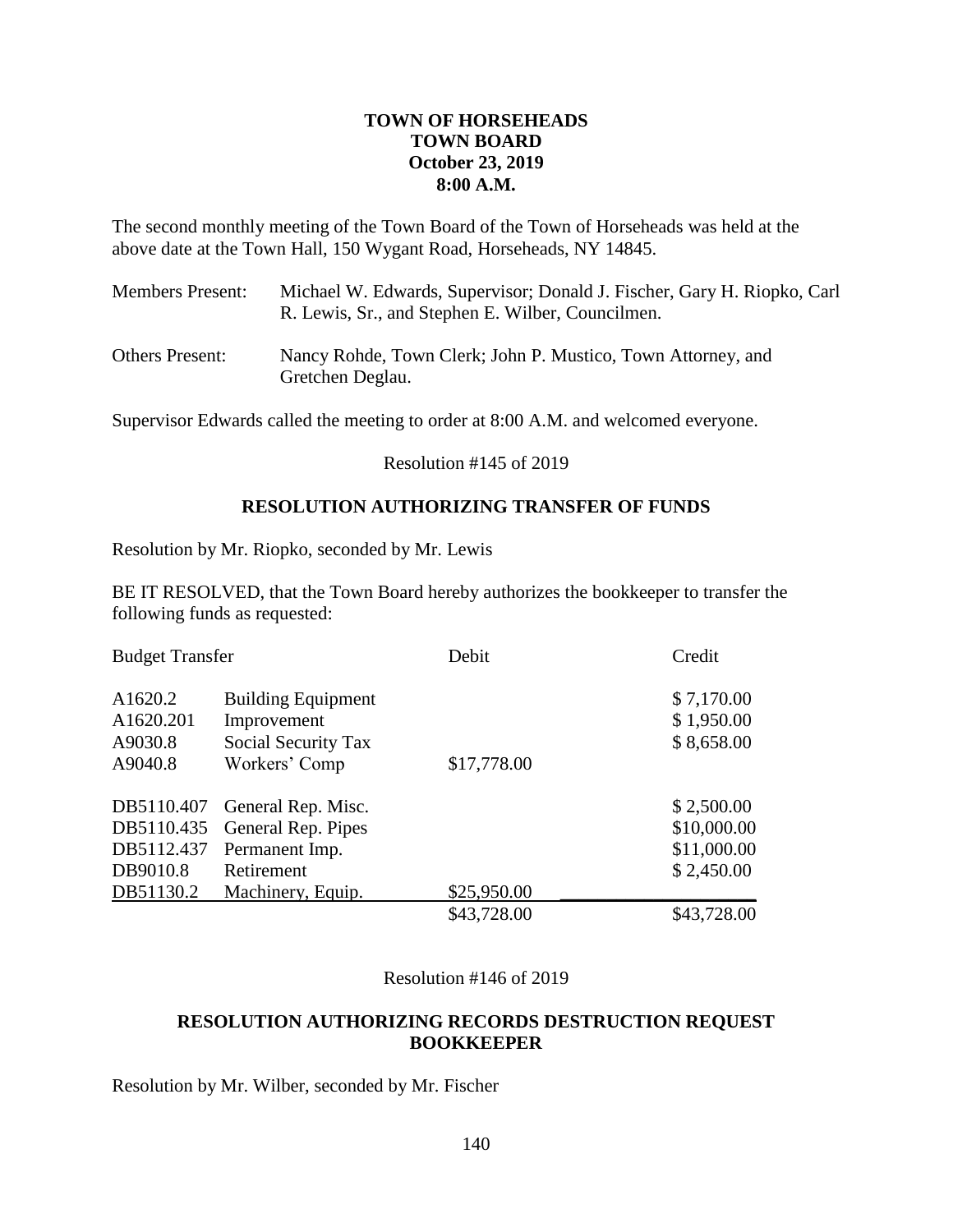**TOWN OF HORSEHEADS**
**TOWN BOARD**
**October 23, 2019**
**8:00 A.M.**

The second monthly meeting of the Town Board of the Town of Horseheads was held at the above date at the Town Hall, 150 Wygant Road, Horseheads, NY 14845.

Members Present: Michael W. Edwards, Supervisor; Donald J. Fischer, Gary H. Riopko, Carl R. Lewis, Sr., and Stephen E. Wilber, Councilmen.

Others Present: Nancy Rohde, Town Clerk; John P. Mustico, Town Attorney, and Gretchen Deglau.

Supervisor Edwards called the meeting to order at 8:00 A.M. and welcomed everyone.

Resolution #145 of 2019

**RESOLUTION AUTHORIZING TRANSFER OF FUNDS**

Resolution by Mr. Riopko, seconded by Mr. Lewis

BE IT RESOLVED, that the Town Board hereby authorizes the bookkeeper to transfer the following funds as requested:

| Budget Transfer | | Debit | Credit |
|---|---|---|---|
| A1620.2 | Building Equipment | | $ 7,170.00 |
| A1620.201 | Improvement | | $ 1,950.00 |
| A9030.8 | Social Security Tax | | $ 8,658.00 |
| A9040.8 | Workers' Comp | $17,778.00 | |
| DB5110.407 | General Rep. Misc. | | $ 2,500.00 |
| DB5110.435 | General Rep. Pipes | | $10,000.00 |
| DB5112.437 | Permanent Imp. | | $11,000.00 |
| DB9010.8 | Retirement | | $ 2,450.00 |
| DB51130.2 | Machinery, Equip. | $25,950.00 | |
| | | $43,728.00 | $43,728.00 |

Resolution #146 of 2019

**RESOLUTION AUTHORIZING RECORDS DESTRUCTION REQUEST BOOKKEEPER**

Resolution by Mr. Wilber, seconded by Mr. Fischer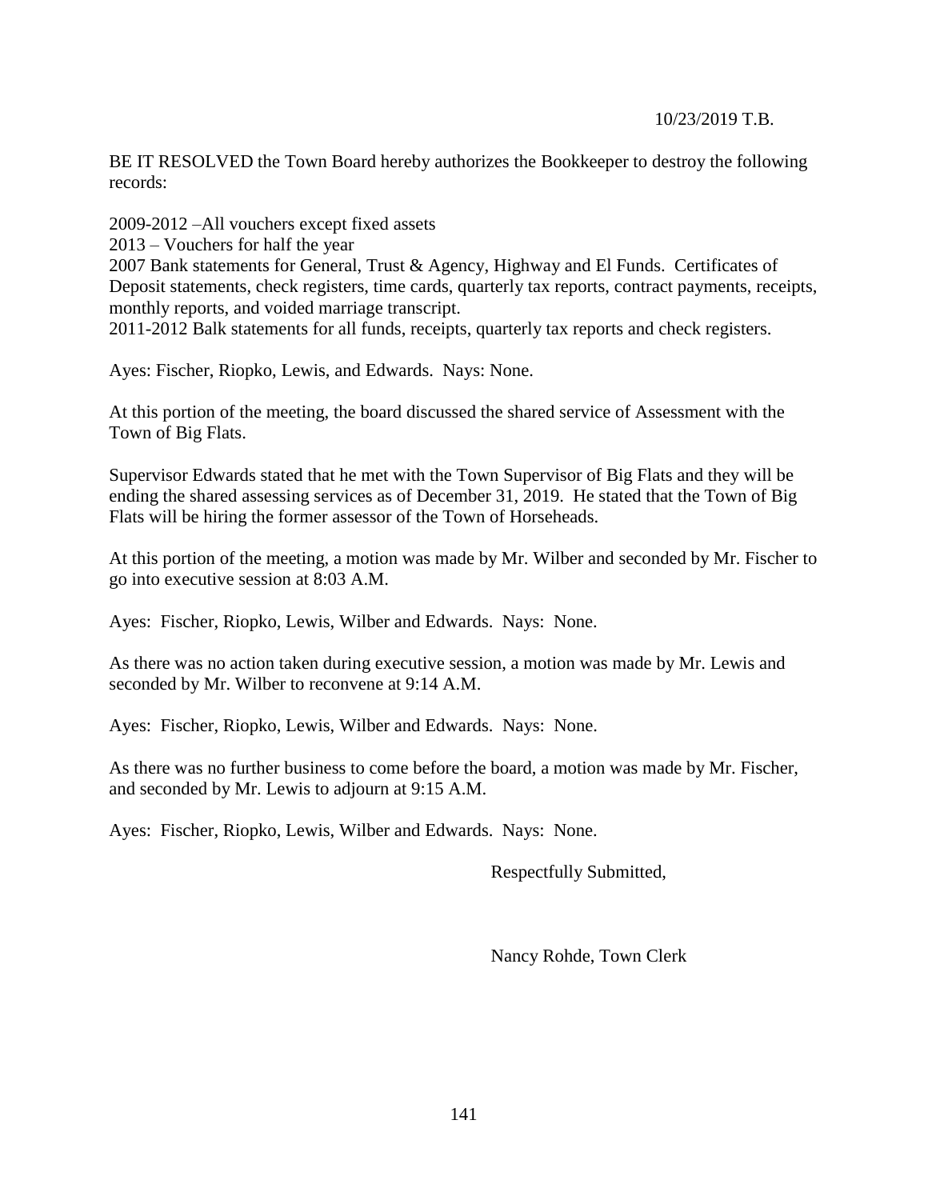10/23/2019 T.B.

BE IT RESOLVED the Town Board hereby authorizes the Bookkeeper to destroy the following records:

2009-2012 –All vouchers except fixed assets
2013 – Vouchers for half the year
2007 Bank statements for General, Trust & Agency, Highway and El Funds. Certificates of Deposit statements, check registers, time cards, quarterly tax reports, contract payments, receipts, monthly reports, and voided marriage transcript.
2011-2012 Balk statements for all funds, receipts, quarterly tax reports and check registers.

Ayes: Fischer, Riopko, Lewis, and Edwards. Nays: None.

At this portion of the meeting, the board discussed the shared service of Assessment with the Town of Big Flats.

Supervisor Edwards stated that he met with the Town Supervisor of Big Flats and they will be ending the shared assessing services as of December 31, 2019. He stated that the Town of Big Flats will be hiring the former assessor of the Town of Horseheads.

At this portion of the meeting, a motion was made by Mr. Wilber and seconded by Mr. Fischer to go into executive session at 8:03 A.M.

Ayes: Fischer, Riopko, Lewis, Wilber and Edwards. Nays: None.

As there was no action taken during executive session, a motion was made by Mr. Lewis and seconded by Mr. Wilber to reconvene at 9:14 A.M.

Ayes: Fischer, Riopko, Lewis, Wilber and Edwards. Nays: None.

As there was no further business to come before the board, a motion was made by Mr. Fischer, and seconded by Mr. Lewis to adjourn at 9:15 A.M.

Ayes: Fischer, Riopko, Lewis, Wilber and Edwards. Nays: None.

Respectfully Submitted,

Nancy Rohde, Town Clerk